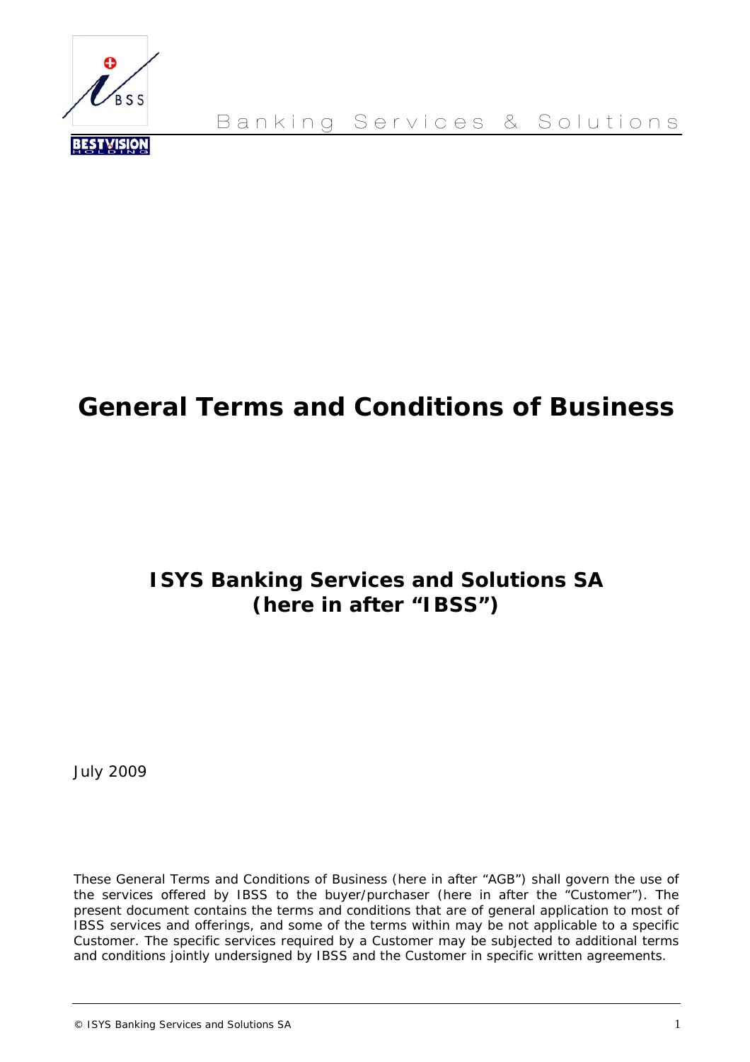Banking Services & Solutions

# General Terms and Conditions of Business

## ISYS Banking Services and Solutions SA
## (here in after "IBSS")

July 2009

These General Terms and Conditions of Business (here in after "AGB") shall govern the use of the services offered by IBSS to the buyer/purchaser (here in after the "Customer"). The present document contains the terms and conditions that are of general application to most of IBSS services and offerings, and some of the terms within may be not applicable to a specific Customer. The specific services required by a Customer may be subjected to additional terms and conditions jointly undersigned by IBSS and the Customer in specific written agreements.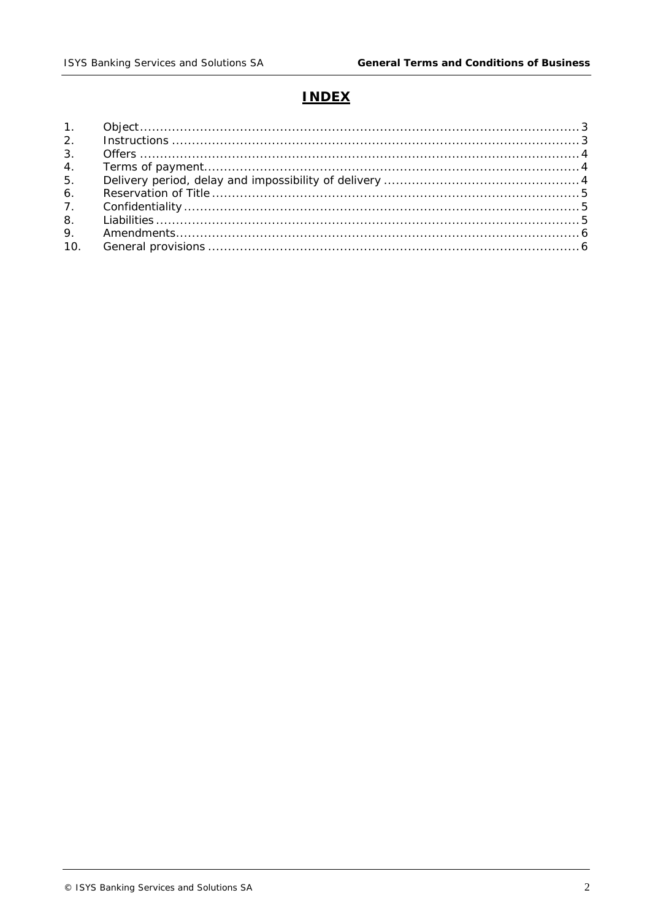# INDEX

1. Object ..... 3
2. Instructions ..... 3
3. Offers ..... 4
4. Terms of payment ..... 4
5. Delivery period, delay and impossibility of delivery ..... 4
6. Reservation of Title ..... 5
7. Confidentiality ..... 5
8. Liabilities ..... 5
9. Amendments ..... 6
10. General provisions ..... 6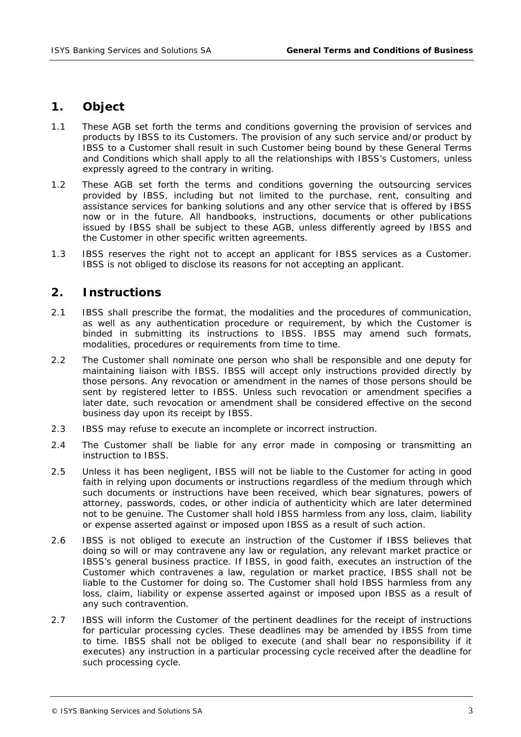## 1. Object

1.1 These AGB set forth the terms and conditions governing the provision of services and products by IBSS to its Customers. The provision of any such service and/or product by IBSS to a Customer shall result in such Customer being bound by these General Terms and Conditions which shall apply to all the relationships with IBSS's Customers, unless expressly agreed to the contrary in writing.

1.2 These AGB set forth the terms and conditions governing the outsourcing services provided by IBSS, including but not limited to the purchase, rent, consulting and assistance services for banking solutions and any other service that is offered by IBSS now or in the future. All handbooks, instructions, documents or other publications issued by IBSS shall be subject to these AGB, unless differently agreed by IBSS and the Customer in other specific written agreements.

1.3 IBSS reserves the right not to accept an applicant for IBSS services as a Customer. IBSS is not obliged to disclose its reasons for not accepting an applicant.

## 2. Instructions

2.1 IBSS shall prescribe the format, the modalities and the procedures of communication, as well as any authentication procedure or requirement, by which the Customer is binded in submitting its instructions to IBSS. IBSS may amend such formats, modalities, procedures or requirements from time to time.

2.2 The Customer shall nominate one person who shall be responsible and one deputy for maintaining liaison with IBSS. IBSS will accept only instructions provided directly by those persons. Any revocation or amendment in the names of those persons should be sent by registered letter to IBSS. Unless such revocation or amendment specifies a later date, such revocation or amendment shall be considered effective on the second business day upon its receipt by IBSS.

2.3 IBSS may refuse to execute an incomplete or incorrect instruction.

2.4 The Customer shall be liable for any error made in composing or transmitting an instruction to IBSS.

2.5 Unless it has been negligent, IBSS will not be liable to the Customer for acting in good faith in relying upon documents or instructions regardless of the medium through which such documents or instructions have been received, which bear signatures, powers of attorney, passwords, codes, or other indicia of authenticity which are later determined not to be genuine. The Customer shall hold IBSS harmless from any loss, claim, liability or expense asserted against or imposed upon IBSS as a result of such action.

2.6 IBSS is not obliged to execute an instruction of the Customer if IBSS believes that doing so will or may contravene any law or regulation, any relevant market practice or IBSS's general business practice. If IBSS, in good faith, executes an instruction of the Customer which contravenes a law, regulation or market practice, IBSS shall not be liable to the Customer for doing so. The Customer shall hold IBSS harmless from any loss, claim, liability or expense asserted against or imposed upon IBSS as a result of any such contravention.

2.7 IBSS will inform the Customer of the pertinent deadlines for the receipt of instructions for particular processing cycles. These deadlines may be amended by IBSS from time to time. IBSS shall not be obliged to execute (and shall bear no responsibility if it executes) any instruction in a particular processing cycle received after the deadline for such processing cycle.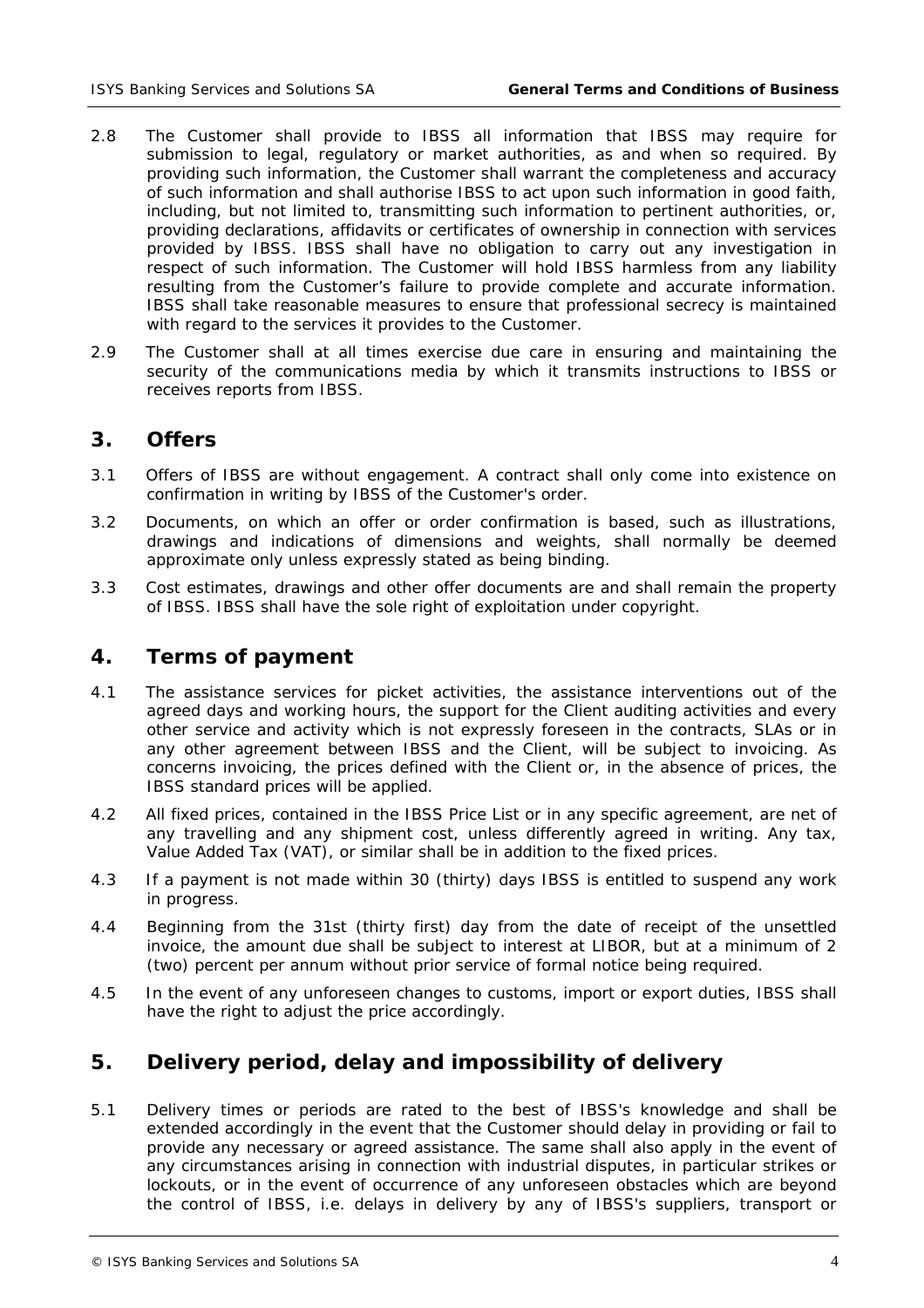2.8 The Customer shall provide to IBSS all information that IBSS may require for submission to legal, regulatory or market authorities, as and when so required. By providing such information, the Customer shall warrant the completeness and accuracy of such information and shall authorise IBSS to act upon such information in good faith, including, but not limited to, transmitting such information to pertinent authorities, or, providing declarations, affidavits or certificates of ownership in connection with services provided by IBSS. IBSS shall have no obligation to carry out any investigation in respect of such information. The Customer will hold IBSS harmless from any liability resulting from the Customer's failure to provide complete and accurate information. IBSS shall take reasonable measures to ensure that professional secrecy is maintained with regard to the services it provides to the Customer.

2.9 The Customer shall at all times exercise due care in ensuring and maintaining the security of the communications media by which it transmits instructions to IBSS or receives reports from IBSS.

## 3. Offers

3.1 Offers of IBSS are without engagement. A contract shall only come into existence on confirmation in writing by IBSS of the Customer's order.

3.2 Documents, on which an offer or order confirmation is based, such as illustrations, drawings and indications of dimensions and weights, shall normally be deemed approximate only unless expressly stated as being binding.

3.3 Cost estimates, drawings and other offer documents are and shall remain the property of IBSS. IBSS shall have the sole right of exploitation under copyright.

## 4. Terms of payment

4.1 The assistance services for picket activities, the assistance interventions out of the agreed days and working hours, the support for the Client auditing activities and every other service and activity which is not expressly foreseen in the contracts, SLAs or in any other agreement between IBSS and the Client, will be subject to invoicing. As concerns invoicing, the prices defined with the Client or, in the absence of prices, the IBSS standard prices will be applied.

4.2 All fixed prices, contained in the IBSS Price List or in any specific agreement, are net of any travelling and any shipment cost, unless differently agreed in writing. Any tax, Value Added Tax (VAT), or similar shall be in addition to the fixed prices.

4.3 If a payment is not made within 30 (thirty) days IBSS is entitled to suspend any work in progress.

4.4 Beginning from the 31st (thirty first) day from the date of receipt of the unsettled invoice, the amount due shall be subject to interest at LIBOR, but at a minimum of 2 (two) percent per annum without prior service of formal notice being required.

4.5 In the event of any unforeseen changes to customs, import or export duties, IBSS shall have the right to adjust the price accordingly.

## 5. Delivery period, delay and impossibility of delivery

5.1 Delivery times or periods are rated to the best of IBSS's knowledge and shall be extended accordingly in the event that the Customer should delay in providing or fail to provide any necessary or agreed assistance. The same shall also apply in the event of any circumstances arising in connection with industrial disputes, in particular strikes or lockouts, or in the event of occurrence of any unforeseen obstacles which are beyond the control of IBSS, i.e. delays in delivery by any of IBSS's suppliers, transport or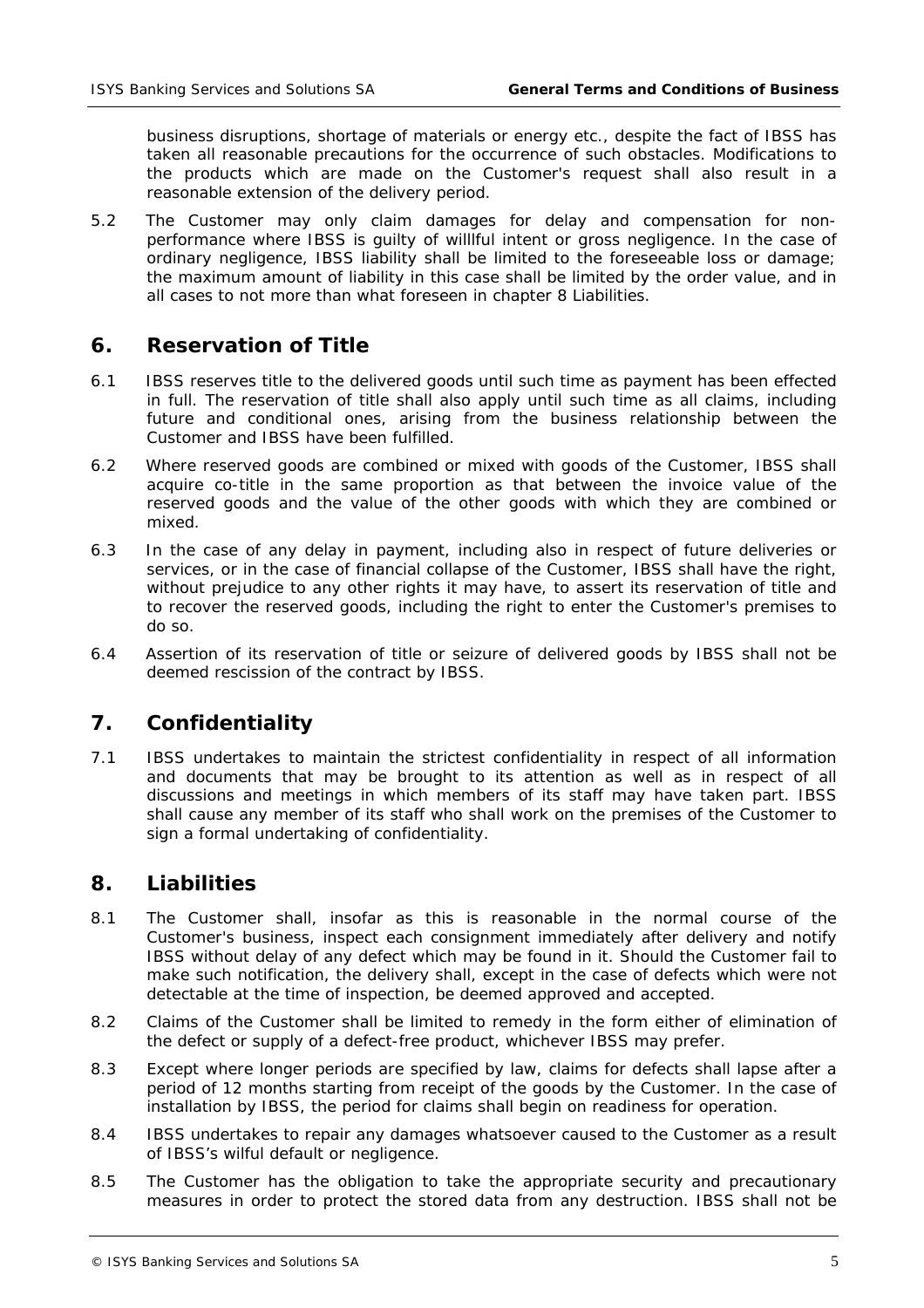business disruptions, shortage of materials or energy etc., despite the fact of IBSS has taken all reasonable precautions for the occurrence of such obstacles. Modifications to the products which are made on the Customer's request shall also result in a reasonable extension of the delivery period.

5.2 The Customer may only claim damages for delay and compensation for non-performance where IBSS is guilty of willlful intent or gross negligence. In the case of ordinary negligence, IBSS liability shall be limited to the foreseeable loss or damage; the maximum amount of liability in this case shall be limited by the order value, and in all cases to not more than what foreseen in chapter 8 Liabilities.

## 6. Reservation of Title

6.1 IBSS reserves title to the delivered goods until such time as payment has been effected in full. The reservation of title shall also apply until such time as all claims, including future and conditional ones, arising from the business relationship between the Customer and IBSS have been fulfilled.

6.2 Where reserved goods are combined or mixed with goods of the Customer, IBSS shall acquire co-title in the same proportion as that between the invoice value of the reserved goods and the value of the other goods with which they are combined or mixed.

6.3 In the case of any delay in payment, including also in respect of future deliveries or services, or in the case of financial collapse of the Customer, IBSS shall have the right, without prejudice to any other rights it may have, to assert its reservation of title and to recover the reserved goods, including the right to enter the Customer's premises to do so.

6.4 Assertion of its reservation of title or seizure of delivered goods by IBSS shall not be deemed rescission of the contract by IBSS.

## 7. Confidentiality

7.1 IBSS undertakes to maintain the strictest confidentiality in respect of all information and documents that may be brought to its attention as well as in respect of all discussions and meetings in which members of its staff may have taken part. IBSS shall cause any member of its staff who shall work on the premises of the Customer to sign a formal undertaking of confidentiality.

## 8. Liabilities

8.1 The Customer shall, insofar as this is reasonable in the normal course of the Customer's business, inspect each consignment immediately after delivery and notify IBSS without delay of any defect which may be found in it. Should the Customer fail to make such notification, the delivery shall, except in the case of defects which were not detectable at the time of inspection, be deemed approved and accepted.

8.2 Claims of the Customer shall be limited to remedy in the form either of elimination of the defect or supply of a defect-free product, whichever IBSS may prefer.

8.3 Except where longer periods are specified by law, claims for defects shall lapse after a period of 12 months starting from receipt of the goods by the Customer. In the case of installation by IBSS, the period for claims shall begin on readiness for operation.

8.4 IBSS undertakes to repair any damages whatsoever caused to the Customer as a result of IBSS's wilful default or negligence.

8.5 The Customer has the obligation to take the appropriate security and precautionary measures in order to protect the stored data from any destruction. IBSS shall not be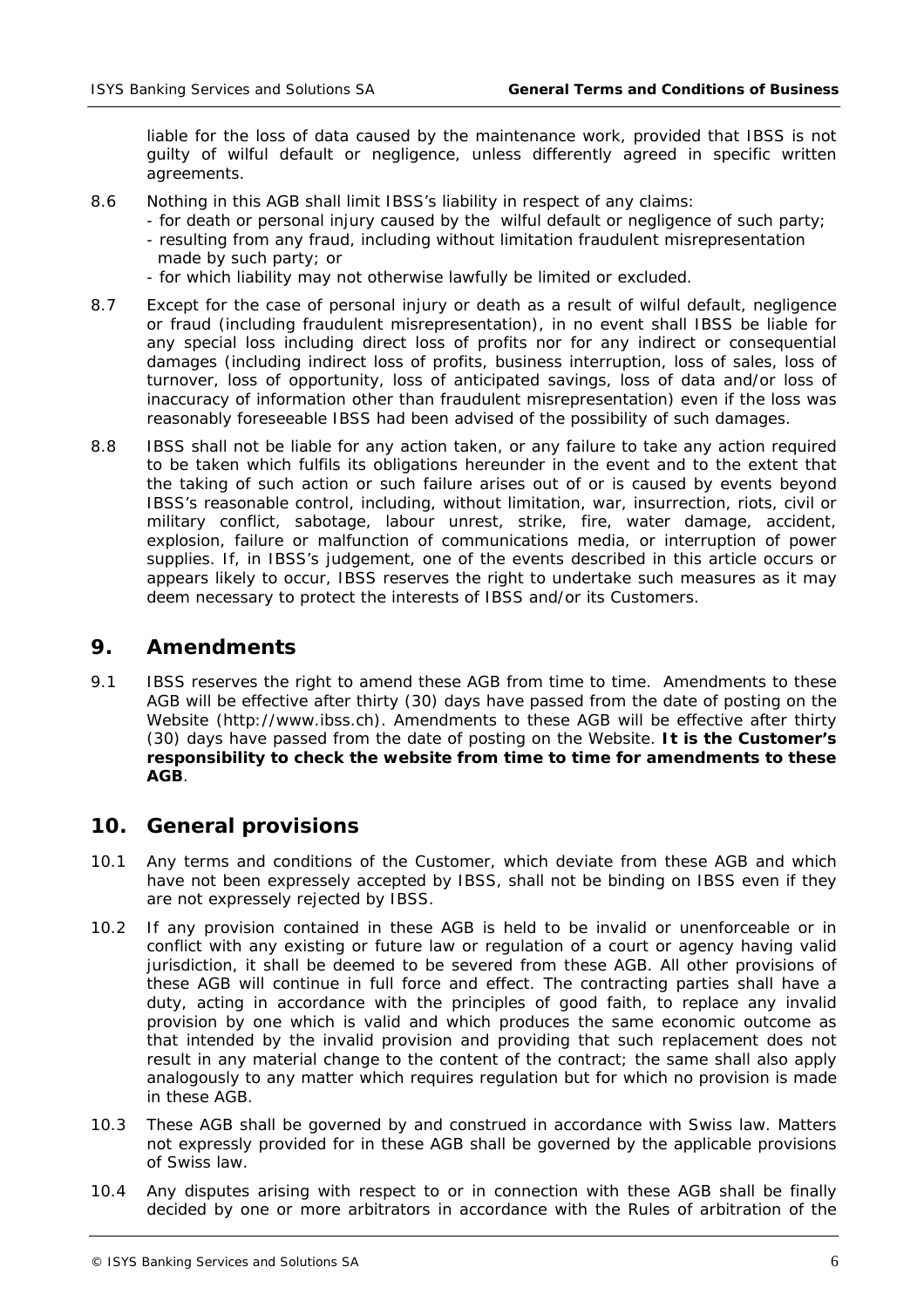liable for the loss of data caused by the maintenance work, provided that IBSS is not guilty of wilful default or negligence, unless differently agreed in specific written agreements.

8.6 Nothing in this AGB shall limit IBSS's liability in respect of any claims:
- for death or personal injury caused by the wilful default or negligence of such party;
- resulting from any fraud, including without limitation fraudulent misrepresentation made by such party; or
- for which liability may not otherwise lawfully be limited or excluded.

8.7 Except for the case of personal injury or death as a result of wilful default, negligence or fraud (including fraudulent misrepresentation), in no event shall IBSS be liable for any special loss including direct loss of profits nor for any indirect or consequential damages (including indirect loss of profits, business interruption, loss of sales, loss of turnover, loss of opportunity, loss of anticipated savings, loss of data and/or loss of inaccuracy of information other than fraudulent misrepresentation) even if the loss was reasonably foreseeable IBSS had been advised of the possibility of such damages.

8.8 IBSS shall not be liable for any action taken, or any failure to take any action required to be taken which fulfils its obligations hereunder in the event and to the extent that the taking of such action or such failure arises out of or is caused by events beyond IBSS's reasonable control, including, without limitation, war, insurrection, riots, civil or military conflict, sabotage, labour unrest, strike, fire, water damage, accident, explosion, failure or malfunction of communications media, or interruption of power supplies. If, in IBSS's judgement, one of the events described in this article occurs or appears likely to occur, IBSS reserves the right to undertake such measures as it may deem necessary to protect the interests of IBSS and/or its Customers.

## 9. Amendments

9.1 IBSS reserves the right to amend these AGB from time to time. Amendments to these AGB will be effective after thirty (30) days have passed from the date of posting on the Website (http://www.ibss.ch). Amendments to these AGB will be effective after thirty (30) days have passed from the date of posting on the Website. **It is the Customer's responsibility to check the website from time to time for amendments to these AGB**.

## 10. General provisions

10.1 Any terms and conditions of the Customer, which deviate from these AGB and which have not been expressely accepted by IBSS, shall not be binding on IBSS even if they are not expressely rejected by IBSS.

10.2 If any provision contained in these AGB is held to be invalid or unenforceable or in conflict with any existing or future law or regulation of a court or agency having valid jurisdiction, it shall be deemed to be severed from these AGB. All other provisions of these AGB will continue in full force and effect. The contracting parties shall have a duty, acting in accordance with the principles of good faith, to replace any invalid provision by one which is valid and which produces the same economic outcome as that intended by the invalid provision and providing that such replacement does not result in any material change to the content of the contract; the same shall also apply analogously to any matter which requires regulation but for which no provision is made in these AGB.

10.3 These AGB shall be governed by and construed in accordance with Swiss law. Matters not expressly provided for in these AGB shall be governed by the applicable provisions of Swiss law.

10.4 Any disputes arising with respect to or in connection with these AGB shall be finally decided by one or more arbitrators in accordance with the Rules of arbitration of the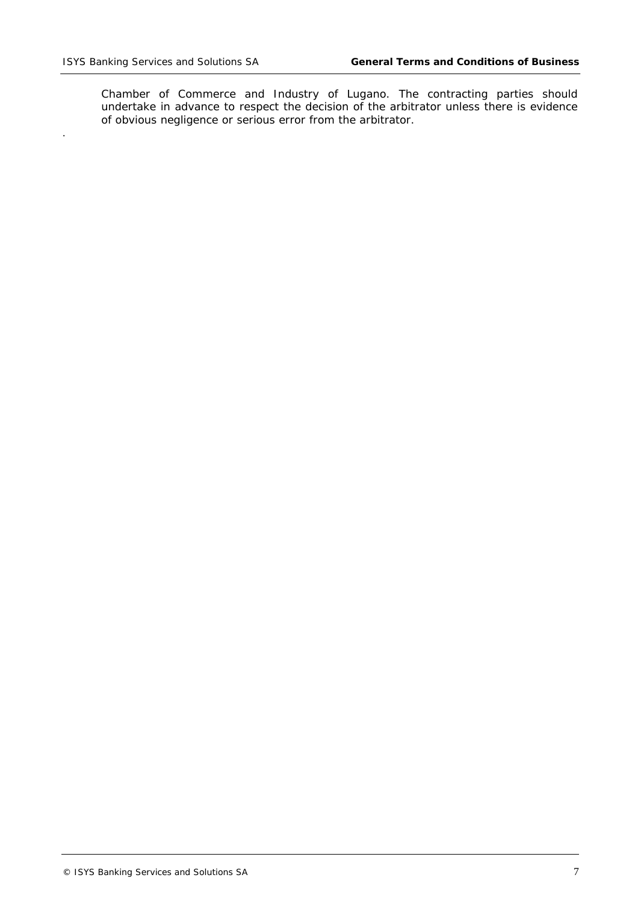Chamber of Commerce and Industry of Lugano. The contracting parties should undertake in advance to respect the decision of the arbitrator unless there is evidence of obvious negligence or serious error from the arbitrator.

.